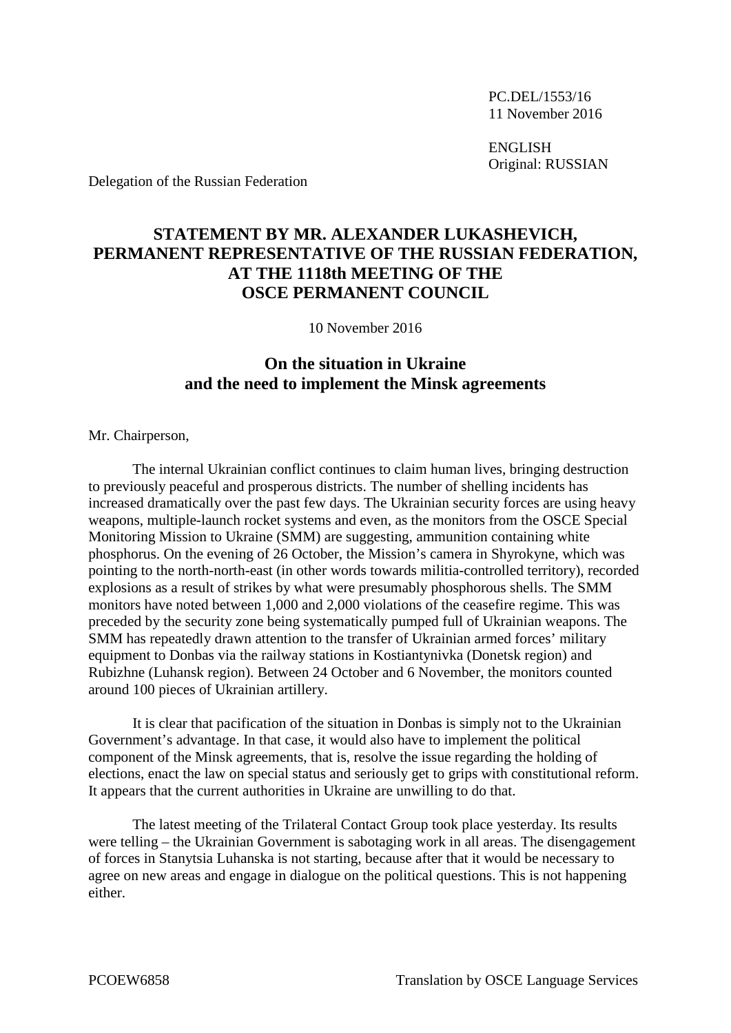PC.DEL/1553/16
11 November 2016

ENGLISH
Original: RUSSIAN

Delegation of the Russian Federation

# STATEMENT BY MR. ALEXANDER LUKASHEVICH, PERMANENT REPRESENTATIVE OF THE RUSSIAN FEDERATION, AT THE 1118th MEETING OF THE OSCE PERMANENT COUNCIL

10 November 2016

## On the situation in Ukraine and the need to implement the Minsk agreements

Mr. Chairperson,

The internal Ukrainian conflict continues to claim human lives, bringing destruction to previously peaceful and prosperous districts. The number of shelling incidents has increased dramatically over the past few days. The Ukrainian security forces are using heavy weapons, multiple-launch rocket systems and even, as the monitors from the OSCE Special Monitoring Mission to Ukraine (SMM) are suggesting, ammunition containing white phosphorus. On the evening of 26 October, the Mission's camera in Shyrokyne, which was pointing to the north-north-east (in other words towards militia-controlled territory), recorded explosions as a result of strikes by what were presumably phosphorous shells. The SMM monitors have noted between 1,000 and 2,000 violations of the ceasefire regime. This was preceded by the security zone being systematically pumped full of Ukrainian weapons. The SMM has repeatedly drawn attention to the transfer of Ukrainian armed forces' military equipment to Donbas via the railway stations in Kostiantynivka (Donetsk region) and Rubizhne (Luhansk region). Between 24 October and 6 November, the monitors counted around 100 pieces of Ukrainian artillery.

It is clear that pacification of the situation in Donbas is simply not to the Ukrainian Government's advantage. In that case, it would also have to implement the political component of the Minsk agreements, that is, resolve the issue regarding the holding of elections, enact the law on special status and seriously get to grips with constitutional reform. It appears that the current authorities in Ukraine are unwilling to do that.

The latest meeting of the Trilateral Contact Group took place yesterday. Its results were telling – the Ukrainian Government is sabotaging work in all areas. The disengagement of forces in Stanytsia Luhanska is not starting, because after that it would be necessary to agree on new areas and engage in dialogue on the political questions. This is not happening either.

PCOEW6858 Translation by OSCE Language Services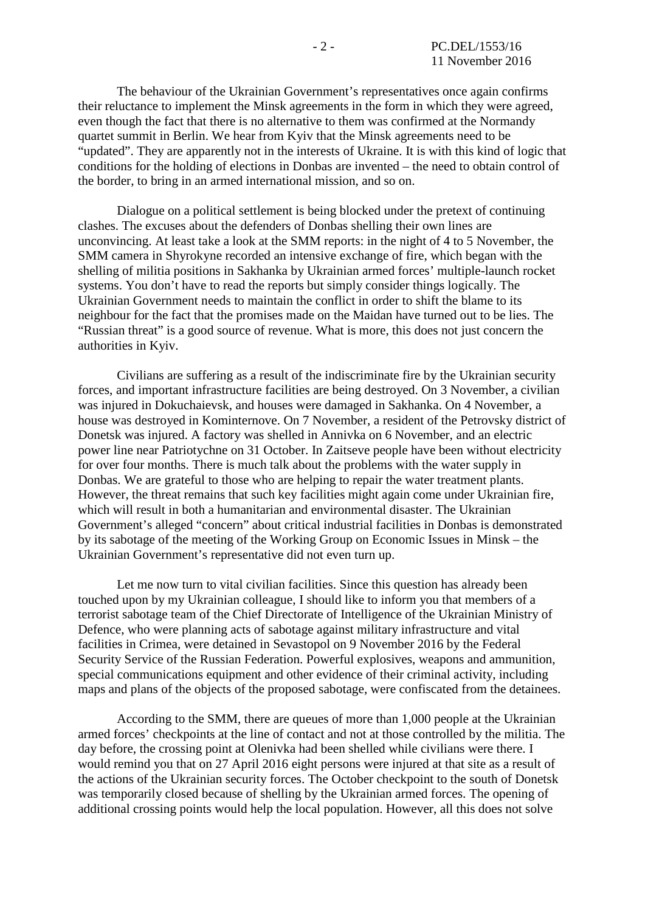The behaviour of the Ukrainian Government's representatives once again confirms their reluctance to implement the Minsk agreements in the form in which they were agreed, even though the fact that there is no alternative to them was confirmed at the Normandy quartet summit in Berlin. We hear from Kyiv that the Minsk agreements need to be "updated". They are apparently not in the interests of Ukraine. It is with this kind of logic that conditions for the holding of elections in Donbas are invented – the need to obtain control of the border, to bring in an armed international mission, and so on.

Dialogue on a political settlement is being blocked under the pretext of continuing clashes. The excuses about the defenders of Donbas shelling their own lines are unconvincing. At least take a look at the SMM reports: in the night of 4 to 5 November, the SMM camera in Shyrokyne recorded an intensive exchange of fire, which began with the shelling of militia positions in Sakhanka by Ukrainian armed forces' multiple-launch rocket systems. You don't have to read the reports but simply consider things logically. The Ukrainian Government needs to maintain the conflict in order to shift the blame to its neighbour for the fact that the promises made on the Maidan have turned out to be lies. The "Russian threat" is a good source of revenue. What is more, this does not just concern the authorities in Kyiv.

Civilians are suffering as a result of the indiscriminate fire by the Ukrainian security forces, and important infrastructure facilities are being destroyed. On 3 November, a civilian was injured in Dokuchaievsk, and houses were damaged in Sakhanka. On 4 November, a house was destroyed in Kominternove. On 7 November, a resident of the Petrovsky district of Donetsk was injured. A factory was shelled in Annivka on 6 November, and an electric power line near Patriotychne on 31 October. In Zaitseve people have been without electricity for over four months. There is much talk about the problems with the water supply in Donbas. We are grateful to those who are helping to repair the water treatment plants. However, the threat remains that such key facilities might again come under Ukrainian fire, which will result in both a humanitarian and environmental disaster. The Ukrainian Government's alleged "concern" about critical industrial facilities in Donbas is demonstrated by its sabotage of the meeting of the Working Group on Economic Issues in Minsk – the Ukrainian Government's representative did not even turn up.

Let me now turn to vital civilian facilities. Since this question has already been touched upon by my Ukrainian colleague, I should like to inform you that members of a terrorist sabotage team of the Chief Directorate of Intelligence of the Ukrainian Ministry of Defence, who were planning acts of sabotage against military infrastructure and vital facilities in Crimea, were detained in Sevastopol on 9 November 2016 by the Federal Security Service of the Russian Federation. Powerful explosives, weapons and ammunition, special communications equipment and other evidence of their criminal activity, including maps and plans of the objects of the proposed sabotage, were confiscated from the detainees.

According to the SMM, there are queues of more than 1,000 people at the Ukrainian armed forces' checkpoints at the line of contact and not at those controlled by the militia. The day before, the crossing point at Olenivka had been shelled while civilians were there. I would remind you that on 27 April 2016 eight persons were injured at that site as a result of the actions of the Ukrainian security forces. The October checkpoint to the south of Donetsk was temporarily closed because of shelling by the Ukrainian armed forces. The opening of additional crossing points would help the local population. However, all this does not solve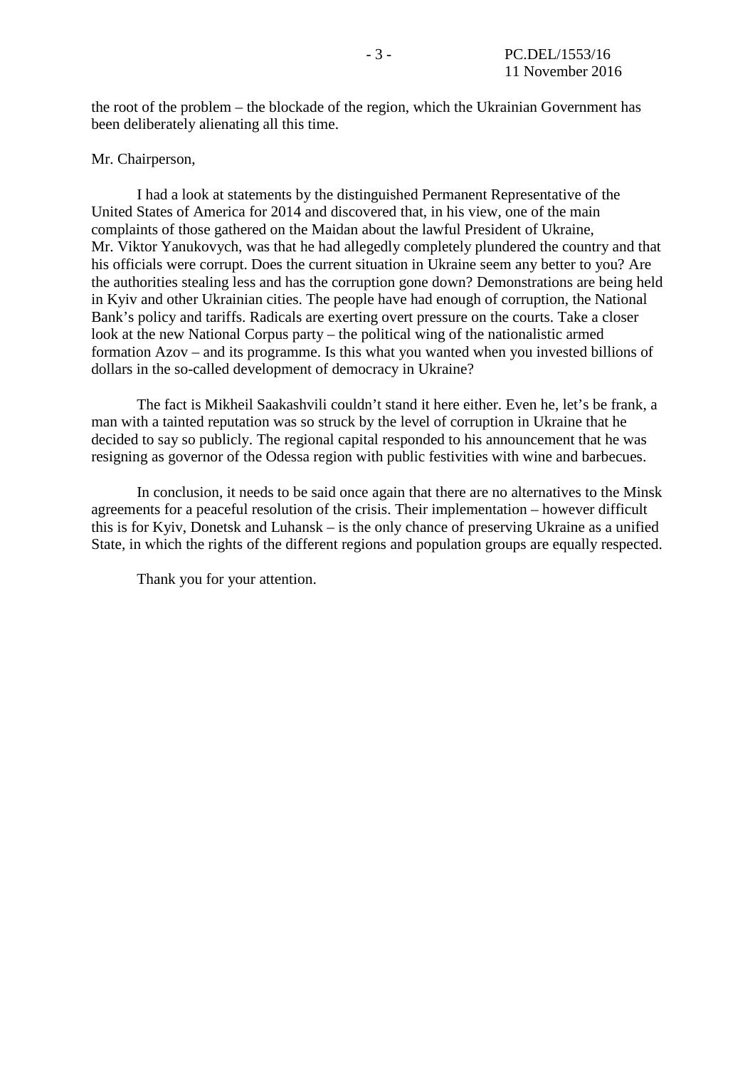the root of the problem – the blockade of the region, which the Ukrainian Government has been deliberately alienating all this time.

Mr. Chairperson,

I had a look at statements by the distinguished Permanent Representative of the United States of America for 2014 and discovered that, in his view, one of the main complaints of those gathered on the Maidan about the lawful President of Ukraine, Mr. Viktor Yanukovych, was that he had allegedly completely plundered the country and that his officials were corrupt. Does the current situation in Ukraine seem any better to you? Are the authorities stealing less and has the corruption gone down? Demonstrations are being held in Kyiv and other Ukrainian cities. The people have had enough of corruption, the National Bank's policy and tariffs. Radicals are exerting overt pressure on the courts. Take a closer look at the new National Corpus party – the political wing of the nationalistic armed formation Azov – and its programme. Is this what you wanted when you invested billions of dollars in the so-called development of democracy in Ukraine?

The fact is Mikheil Saakashvili couldn't stand it here either. Even he, let's be frank, a man with a tainted reputation was so struck by the level of corruption in Ukraine that he decided to say so publicly. The regional capital responded to his announcement that he was resigning as governor of the Odessa region with public festivities with wine and barbecues.

In conclusion, it needs to be said once again that there are no alternatives to the Minsk agreements for a peaceful resolution of the crisis. Their implementation – however difficult this is for Kyiv, Donetsk and Luhansk – is the only chance of preserving Ukraine as a unified State, in which the rights of the different regions and population groups are equally respected.

Thank you for your attention.